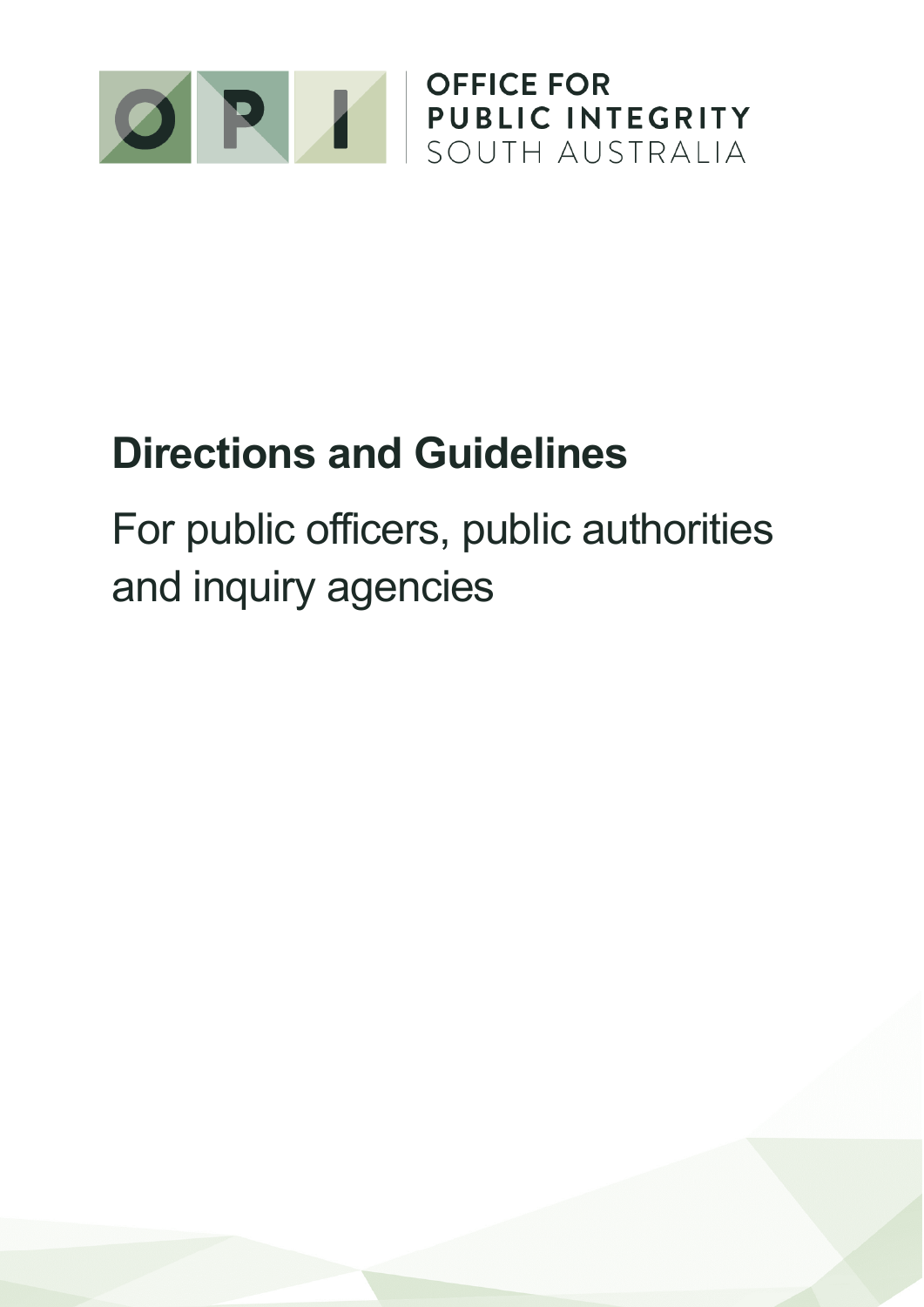OFFICE FOR PUBLIC INTEGRITY
SOUTH AUSTRALIA

# Directions and Guidelines

For public officers, public authorities and inquiry agencies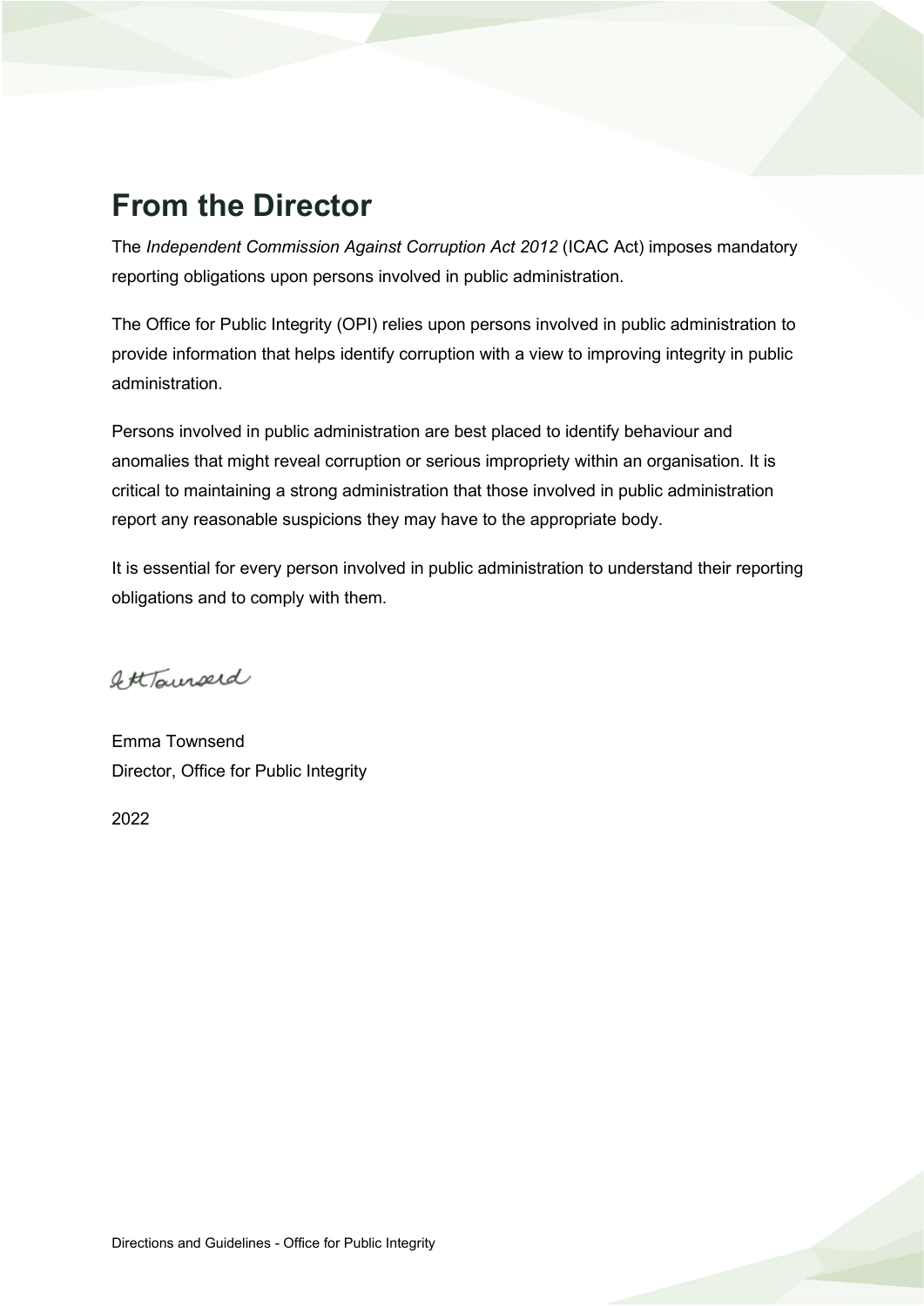# From the Director

The *Independent Commission Against Corruption Act 2012* (ICAC Act) imposes mandatory reporting obligations upon persons involved in public administration.

The Office for Public Integrity (OPI) relies upon persons involved in public administration to provide information that helps identify corruption with a view to improving integrity in public administration.

Persons involved in public administration are best placed to identify behaviour and anomalies that might reveal corruption or serious impropriety within an organisation. It is critical to maintaining a strong administration that those involved in public administration report any reasonable suspicions they may have to the appropriate body.

It is essential for every person involved in public administration to understand their reporting obligations and to comply with them.

Emma Townsend
Director, Office for Public Integrity

2022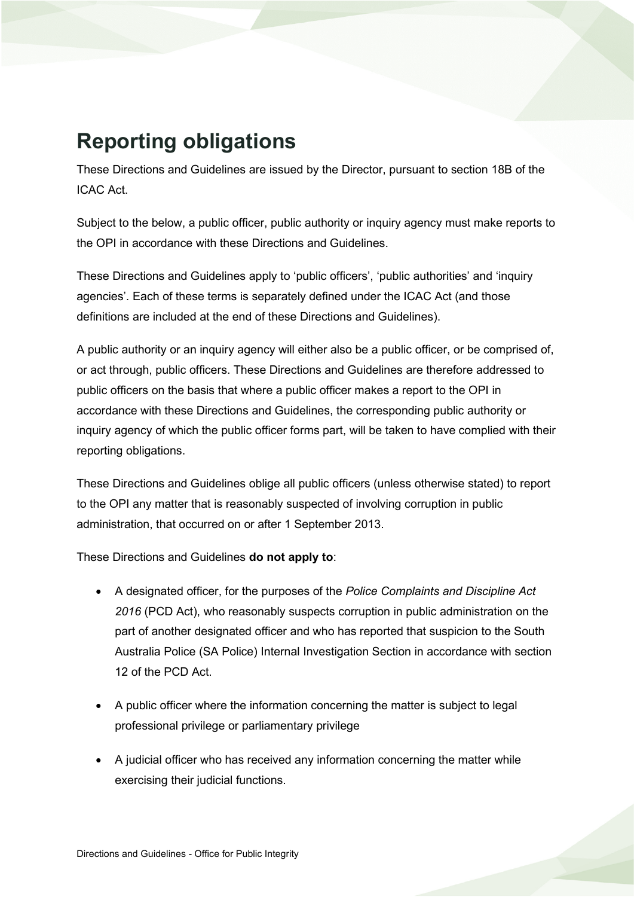# Reporting obligations

These Directions and Guidelines are issued by the Director, pursuant to section 18B of the ICAC Act.

Subject to the below, a public officer, public authority or inquiry agency must make reports to the OPI in accordance with these Directions and Guidelines.

These Directions and Guidelines apply to 'public officers', 'public authorities' and 'inquiry agencies'. Each of these terms is separately defined under the ICAC Act (and those definitions are included at the end of these Directions and Guidelines).

A public authority or an inquiry agency will either also be a public officer, or be comprised of, or act through, public officers. These Directions and Guidelines are therefore addressed to public officers on the basis that where a public officer makes a report to the OPI in accordance with these Directions and Guidelines, the corresponding public authority or inquiry agency of which the public officer forms part, will be taken to have complied with their reporting obligations.

These Directions and Guidelines oblige all public officers (unless otherwise stated) to report to the OPI any matter that is reasonably suspected of involving corruption in public administration, that occurred on or after 1 September 2013.

These Directions and Guidelines **do not apply to**:

- A designated officer, for the purposes of the *Police Complaints and Discipline Act 2016* (PCD Act), who reasonably suspects corruption in public administration on the part of another designated officer and who has reported that suspicion to the South Australia Police (SA Police) Internal Investigation Section in accordance with section 12 of the PCD Act.
- A public officer where the information concerning the matter is subject to legal professional privilege or parliamentary privilege
- A judicial officer who has received any information concerning the matter while exercising their judicial functions.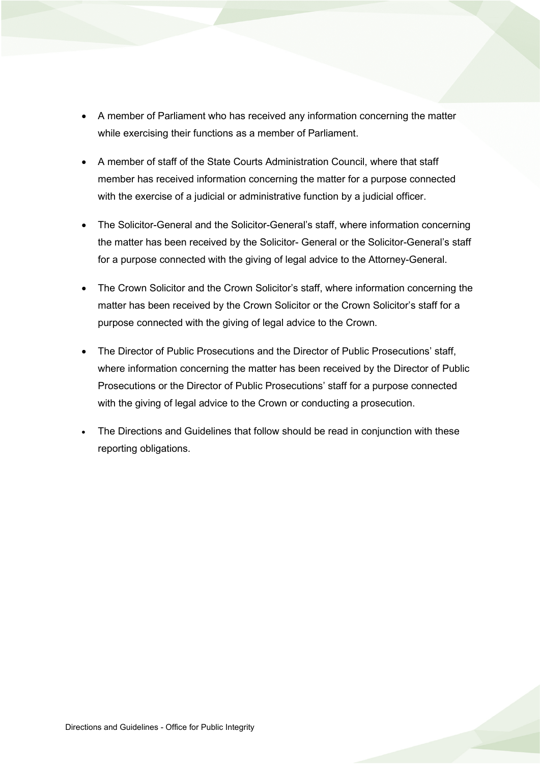- A member of Parliament who has received any information concerning the matter while exercising their functions as a member of Parliament.

- A member of staff of the State Courts Administration Council, where that staff member has received information concerning the matter for a purpose connected with the exercise of a judicial or administrative function by a judicial officer.

- The Solicitor-General and the Solicitor-General's staff, where information concerning the matter has been received by the Solicitor- General or the Solicitor-General's staff for a purpose connected with the giving of legal advice to the Attorney-General.

- The Crown Solicitor and the Crown Solicitor's staff, where information concerning the matter has been received by the Crown Solicitor or the Crown Solicitor's staff for a purpose connected with the giving of legal advice to the Crown.

- The Director of Public Prosecutions and the Director of Public Prosecutions' staff, where information concerning the matter has been received by the Director of Public Prosecutions or the Director of Public Prosecutions' staff for a purpose connected with the giving of legal advice to the Crown or conducting a prosecution.

- The Directions and Guidelines that follow should be read in conjunction with these reporting obligations.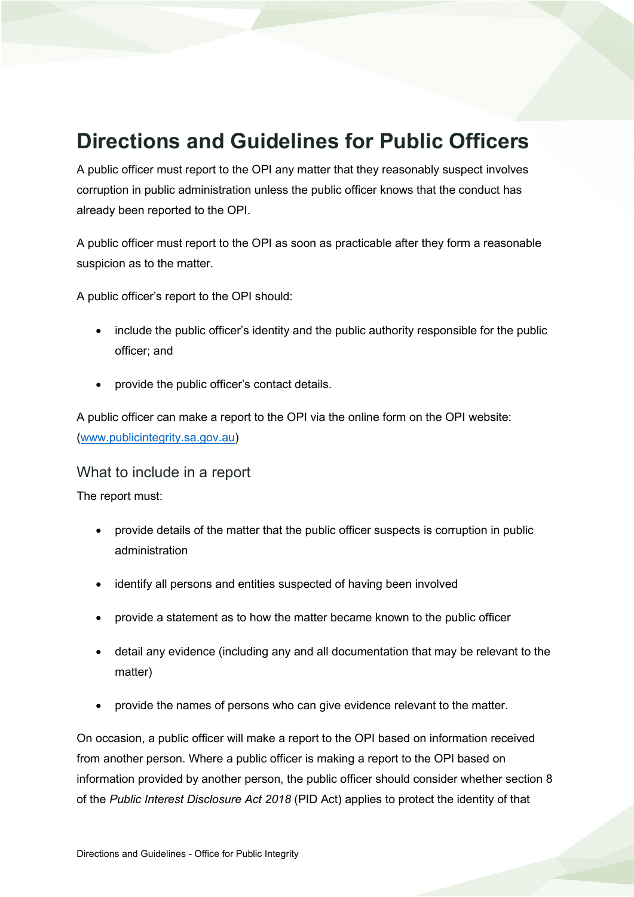# Directions and Guidelines for Public Officers

A public officer must report to the OPI any matter that they reasonably suspect involves corruption in public administration unless the public officer knows that the conduct has already been reported to the OPI.

A public officer must report to the OPI as soon as practicable after they form a reasonable suspicion as to the matter.

A public officer's report to the OPI should:

- include the public officer's identity and the public authority responsible for the public officer; and
- provide the public officer's contact details.

A public officer can make a report to the OPI via the online form on the OPI website: (www.publicintegrity.sa.gov.au)

## What to include in a report

The report must:

- provide details of the matter that the public officer suspects is corruption in public administration
- identify all persons and entities suspected of having been involved
- provide a statement as to how the matter became known to the public officer
- detail any evidence (including any and all documentation that may be relevant to the matter)
- provide the names of persons who can give evidence relevant to the matter.

On occasion, a public officer will make a report to the OPI based on information received from another person. Where a public officer is making a report to the OPI based on information provided by another person, the public officer should consider whether section 8 of the *Public Interest Disclosure Act 2018* (PID Act) applies to protect the identity of that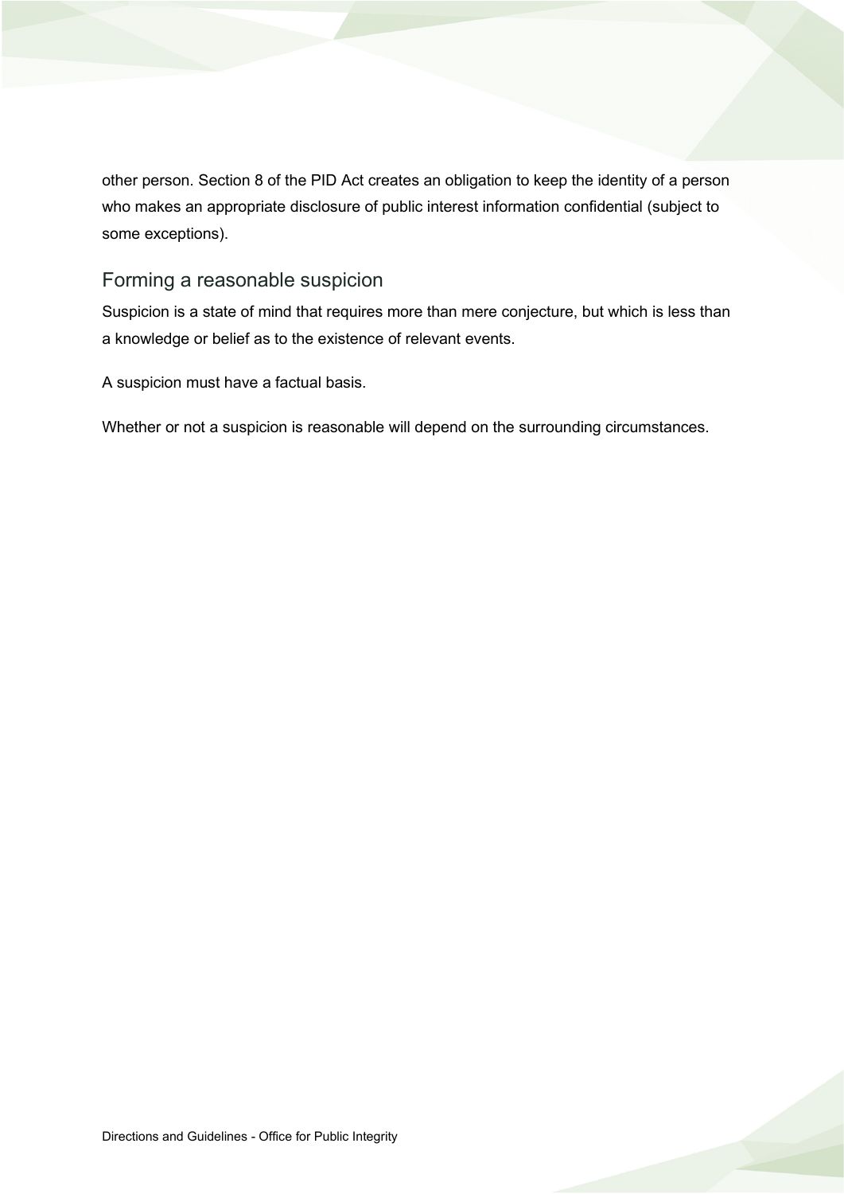other person. Section 8 of the PID Act creates an obligation to keep the identity of a person who makes an appropriate disclosure of public interest information confidential (subject to some exceptions).

## Forming a reasonable suspicion

Suspicion is a state of mind that requires more than mere conjecture, but which is less than a knowledge or belief as to the existence of relevant events.

A suspicion must have a factual basis.

Whether or not a suspicion is reasonable will depend on the surrounding circumstances.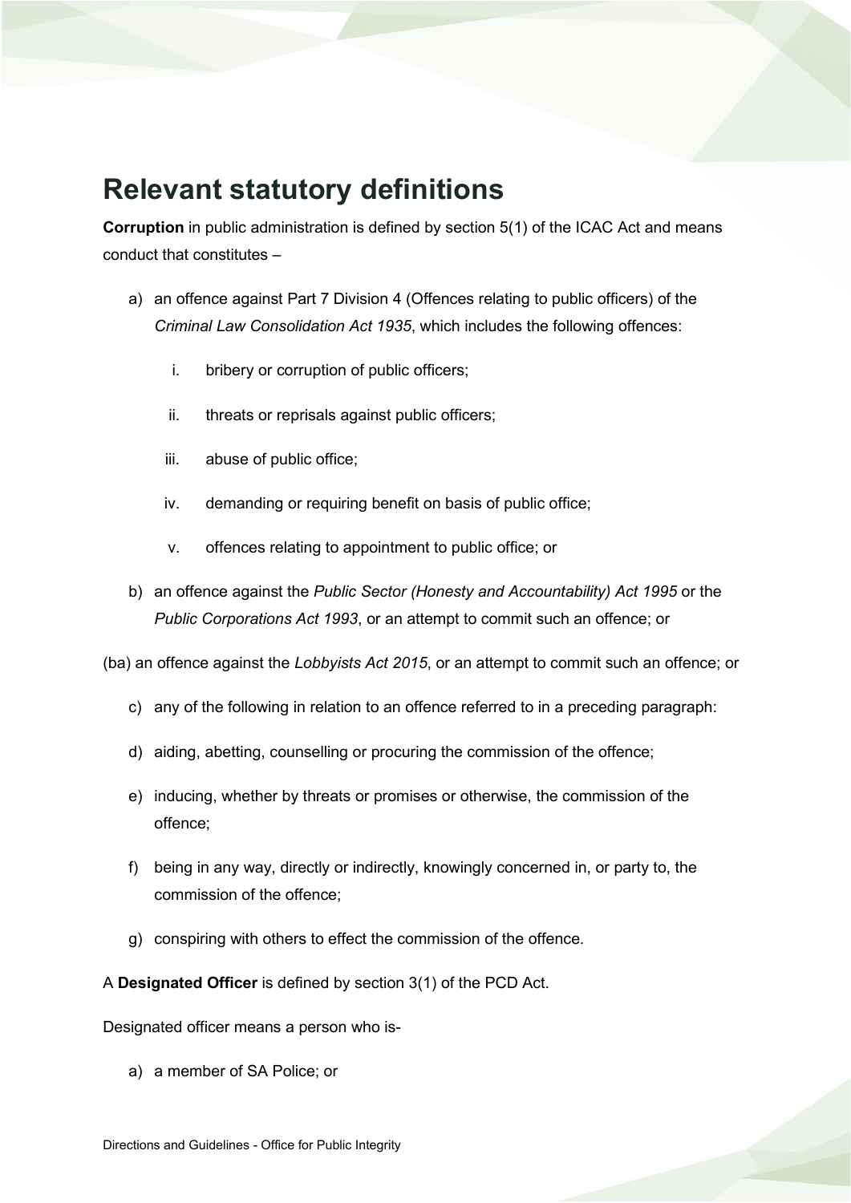## Relevant statutory definitions

**Corruption** in public administration is defined by section 5(1) of the ICAC Act and means conduct that constitutes –

a) an offence against Part 7 Division 4 (Offences relating to public officers) of the *Criminal Law Consolidation Act 1935*, which includes the following offences:

   i. bribery or corruption of public officers;

   ii. threats or reprisals against public officers;

   iii. abuse of public office;

   iv. demanding or requiring benefit on basis of public office;

   v. offences relating to appointment to public office; or

b) an offence against the *Public Sector (Honesty and Accountability) Act 1995* or the *Public Corporations Act 1993*, or an attempt to commit such an offence; or

(ba) an offence against the *Lobbyists Act 2015*, or an attempt to commit such an offence; or

c) any of the following in relation to an offence referred to in a preceding paragraph:

d) aiding, abetting, counselling or procuring the commission of the offence;

e) inducing, whether by threats or promises or otherwise, the commission of the offence;

f) being in any way, directly or indirectly, knowingly concerned in, or party to, the commission of the offence;

g) conspiring with others to effect the commission of the offence.

A **Designated Officer** is defined by section 3(1) of the PCD Act.

Designated officer means a person who is-

a) a member of SA Police; or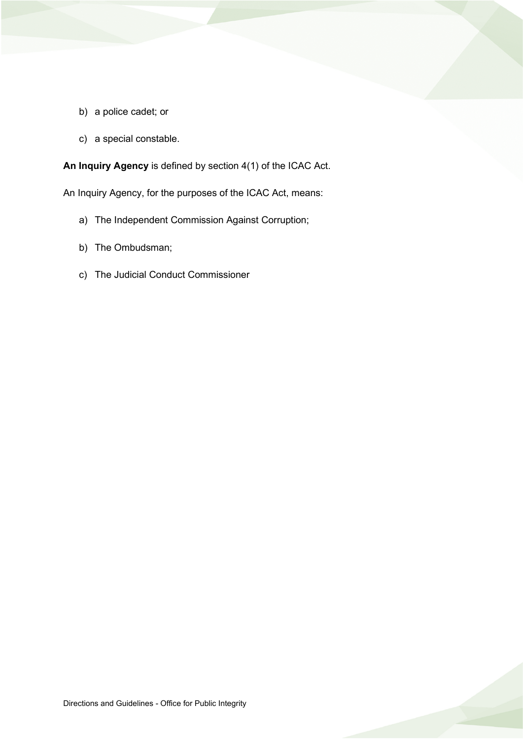b) a police cadet; or

c) a special constable.

**An Inquiry Agency** is defined by section 4(1) of the ICAC Act.

An Inquiry Agency, for the purposes of the ICAC Act, means:

a) The Independent Commission Against Corruption;

b) The Ombudsman;

c) The Judicial Conduct Commissioner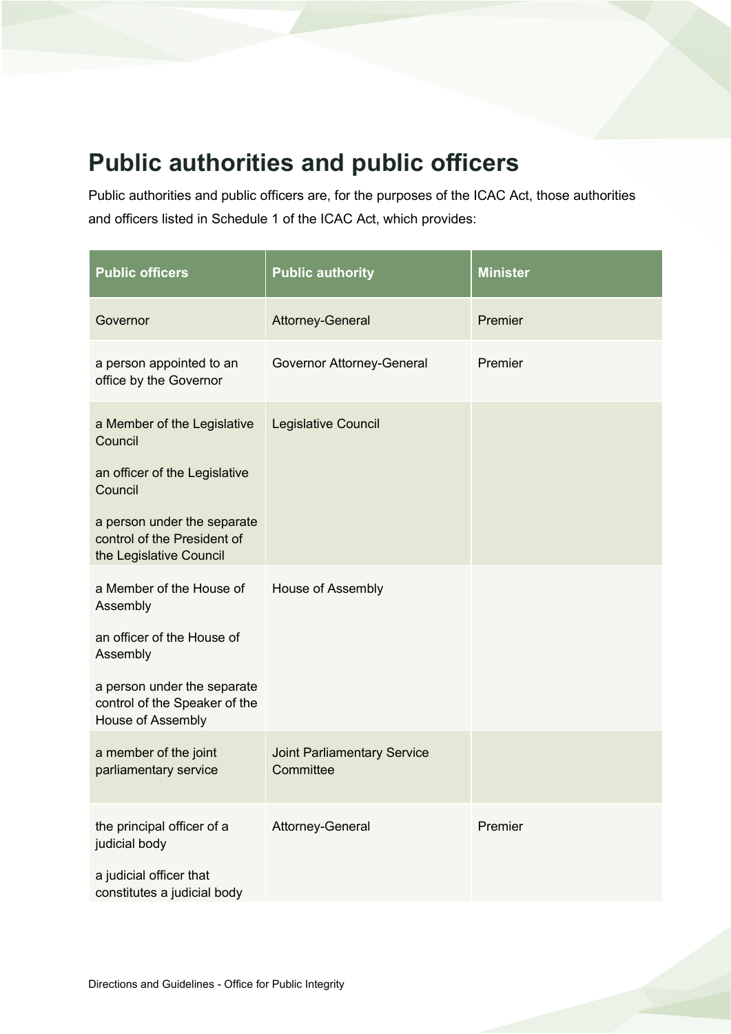# Public authorities and public officers

Public authorities and public officers are, for the purposes of the ICAC Act, those authorities and officers listed in Schedule 1 of the ICAC Act, which provides:

| Public officers | Public authority | Minister |
|---|---|---|
| Governor | Attorney-General | Premier |
| a person appointed to an office by the Governor | Governor Attorney-General | Premier |
| a Member of the Legislative Council<br><br>an officer of the Legislative Council<br><br>a person under the separate control of the President of the Legislative Council | Legislative Council | |
| a Member of the House of Assembly<br><br>an officer of the House of Assembly<br><br>a person under the separate control of the Speaker of the House of Assembly | House of Assembly | |
| a member of the joint parliamentary service | Joint Parliamentary Service Committee | |
| the principal officer of a judicial body<br><br>a judicial officer that constitutes a judicial body | Attorney-General | Premier |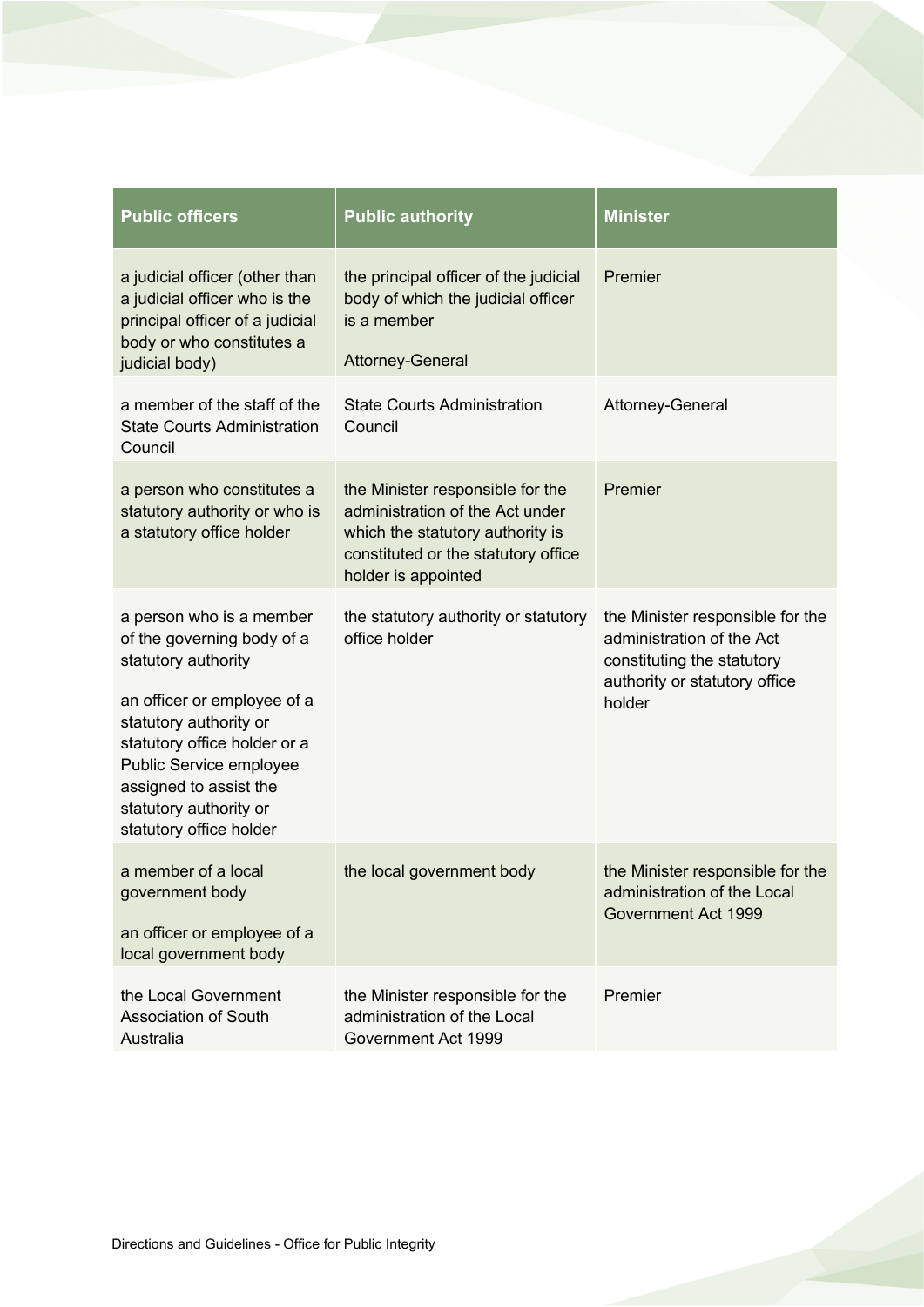| Public officers | Public authority | Minister |
| --- | --- | --- |
| a judicial officer (other than a judicial officer who is the principal officer of a judicial body or who constitutes a judicial body) | the principal officer of the judicial body of which the judicial officer is a member<br><br>Attorney-General | Premier |
| a member of the staff of the State Courts Administration Council | State Courts Administration Council | Attorney-General |
| a person who constitutes a statutory authority or who is a statutory office holder | the Minister responsible for the administration of the Act under which the statutory authority is constituted or the statutory office holder is appointed | Premier |
| a person who is a member of the governing body of a statutory authority<br><br>an officer or employee of a statutory authority or statutory office holder or a Public Service employee assigned to assist the statutory authority or statutory office holder | the statutory authority or statutory office holder | the Minister responsible for the administration of the Act constituting the statutory authority or statutory office holder |
| a member of a local government body<br><br>an officer or employee of a local government body | the local government body | the Minister responsible for the administration of the Local Government Act 1999 |
| the Local Government Association of South Australia | the Minister responsible for the administration of the Local Government Act 1999 | Premier |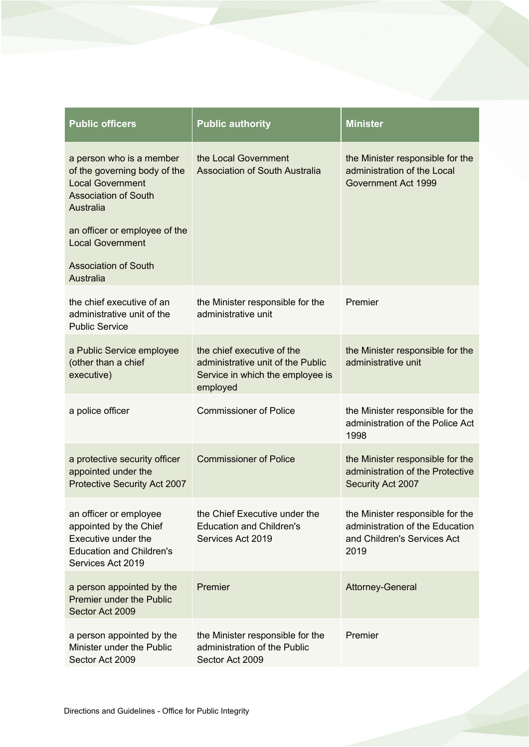| Public officers | Public authority | Minister |
| --- | --- | --- |
| a person who is a member of the governing body of the Local Government Association of South Australia<br><br>an officer or employee of the Local Government Association of South Australia | the Local Government Association of South Australia | the Minister responsible for the administration of the Local Government Act 1999 |
| the chief executive of an administrative unit of the Public Service | the Minister responsible for the administrative unit | Premier |
| a Public Service employee (other than a chief executive) | the chief executive of the administrative unit of the Public Service in which the employee is employed | the Minister responsible for the administrative unit |
| a police officer | Commissioner of Police | the Minister responsible for the administration of the Police Act 1998 |
| a protective security officer appointed under the Protective Security Act 2007 | Commissioner of Police | the Minister responsible for the administration of the Protective Security Act 2007 |
| an officer or employee appointed by the Chief Executive under the Education and Children's Services Act 2019 | the Chief Executive under the Education and Children's Services Act 2019 | the Minister responsible for the administration of the Education and Children's Services Act 2019 |
| a person appointed by the Premier under the Public Sector Act 2009 | Premier | Attorney-General |
| a person appointed by the Minister under the Public Sector Act 2009 | the Minister responsible for the administration of the Public Sector Act 2009 | Premier |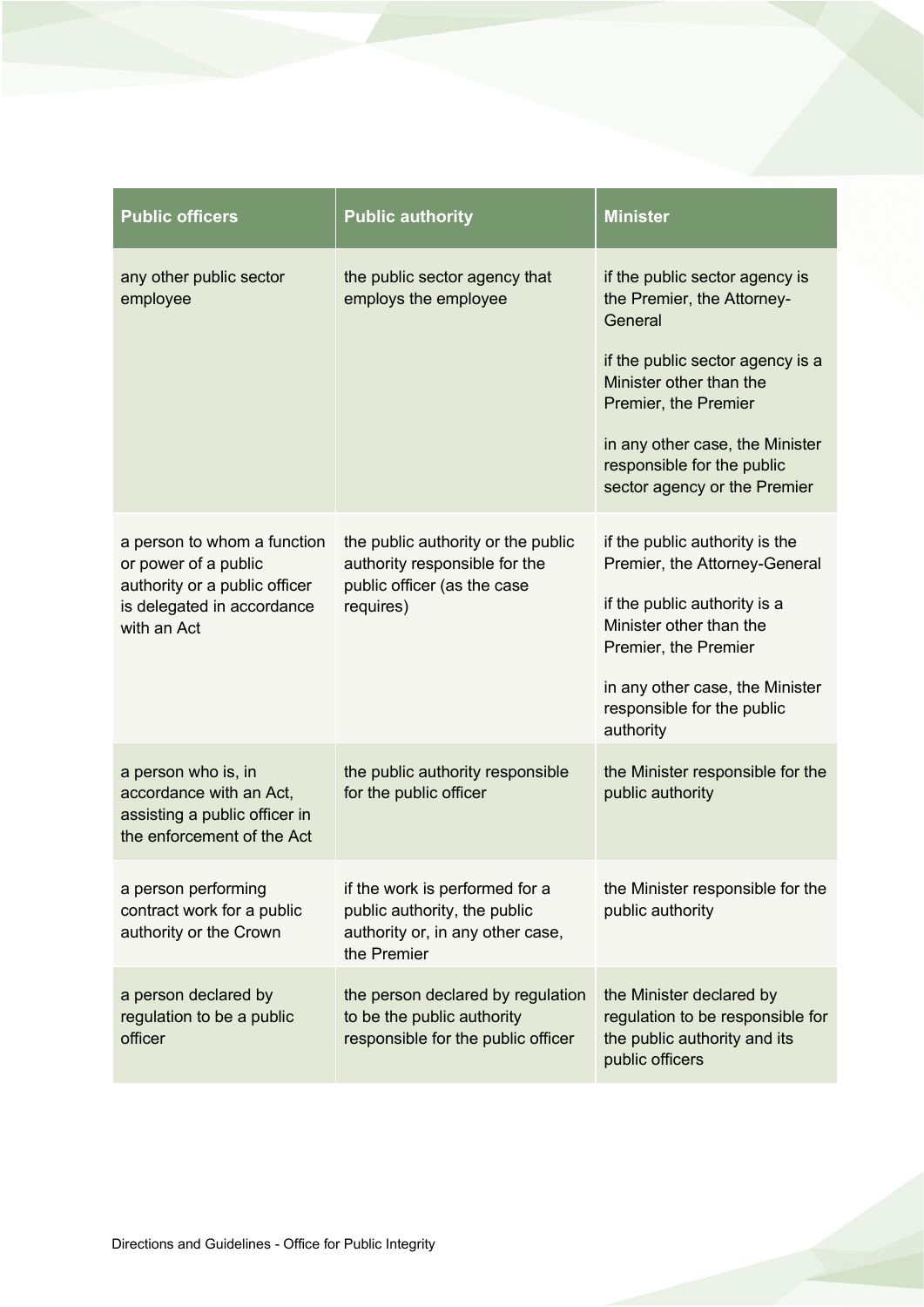| Public officers | Public authority | Minister |
|---|---|---|
| any other public sector employee | the public sector agency that employs the employee | if the public sector agency is the Premier, the Attorney-General<br><br>if the public sector agency is a Minister other than the Premier, the Premier<br><br>in any other case, the Minister responsible for the public sector agency or the Premier |
| a person to whom a function or power of a public authority or a public officer is delegated in accordance with an Act | the public authority or the public authority responsible for the public officer (as the case requires) | if the public authority is the Premier, the Attorney-General<br><br>if the public authority is a Minister other than the Premier, the Premier<br><br>in any other case, the Minister responsible for the public authority |
| a person who is, in accordance with an Act, assisting a public officer in the enforcement of the Act | the public authority responsible for the public officer | the Minister responsible for the public authority |
| a person performing contract work for a public authority or the Crown | if the work is performed for a public authority, the public authority or, in any other case, the Premier | the Minister responsible for the public authority |
| a person declared by regulation to be a public officer | the person declared by regulation to be the public authority responsible for the public officer | the Minister declared by regulation to be responsible for the public authority and its public officers |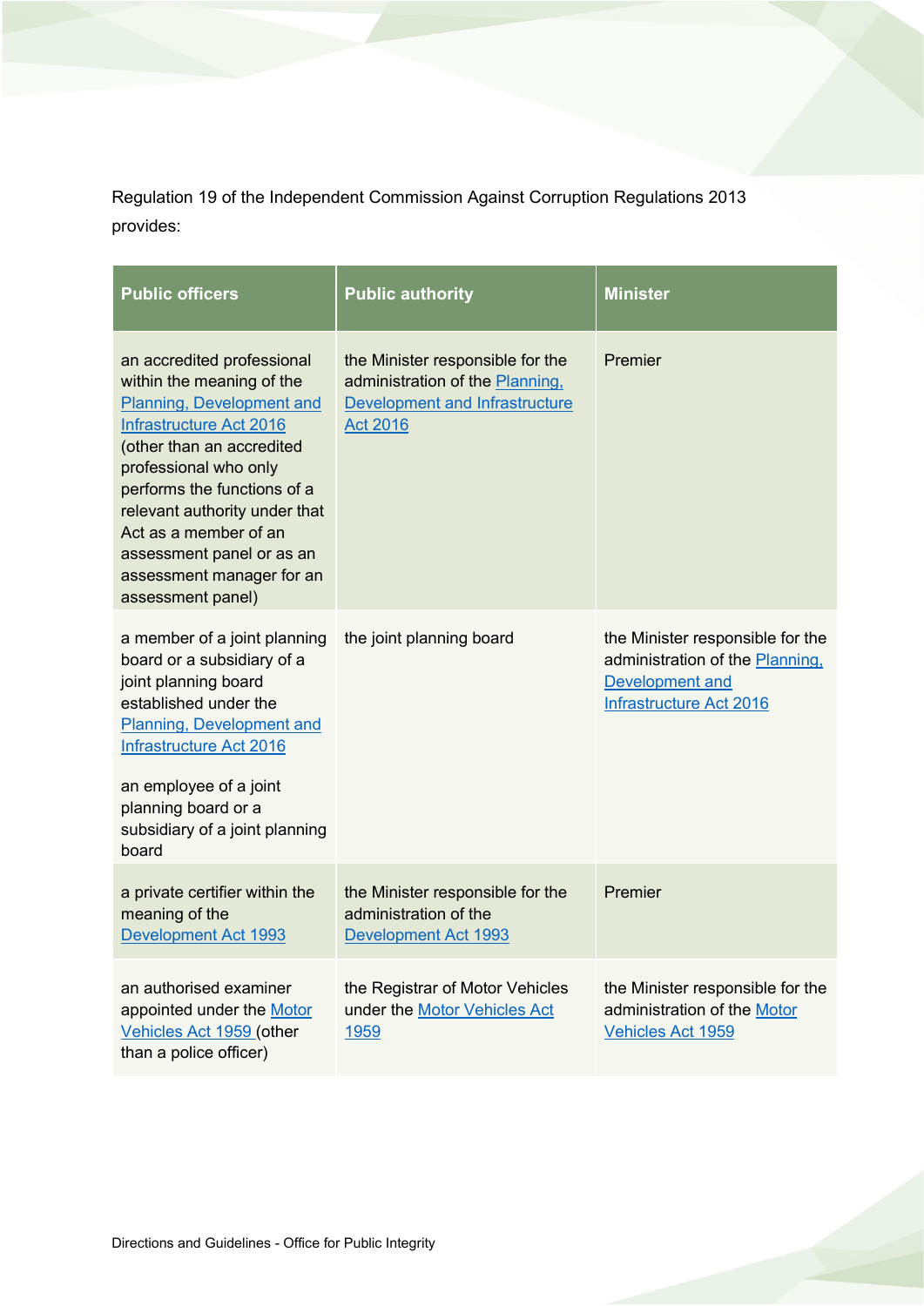Regulation 19 of the Independent Commission Against Corruption Regulations 2013 provides:

| Public officers | Public authority | Minister |
|---|---|---|
| an accredited professional within the meaning of the Planning, Development and Infrastructure Act 2016 (other than an accredited professional who only performs the functions of a relevant authority under that Act as a member of an assessment panel or as an assessment manager for an assessment panel) | the Minister responsible for the administration of the Planning, Development and Infrastructure Act 2016 | Premier |
| a member of a joint planning board or a subsidiary of a joint planning board established under the Planning, Development and Infrastructure Act 2016<br><br>an employee of a joint planning board or a subsidiary of a joint planning board | the joint planning board | the Minister responsible for the administration of the Planning, Development and Infrastructure Act 2016 |
| a private certifier within the meaning of the Development Act 1993 | the Minister responsible for the administration of the Development Act 1993 | Premier |
| an authorised examiner appointed under the Motor Vehicles Act 1959 (other than a police officer) | the Registrar of Motor Vehicles under the Motor Vehicles Act 1959 | the Minister responsible for the administration of the Motor Vehicles Act 1959 |